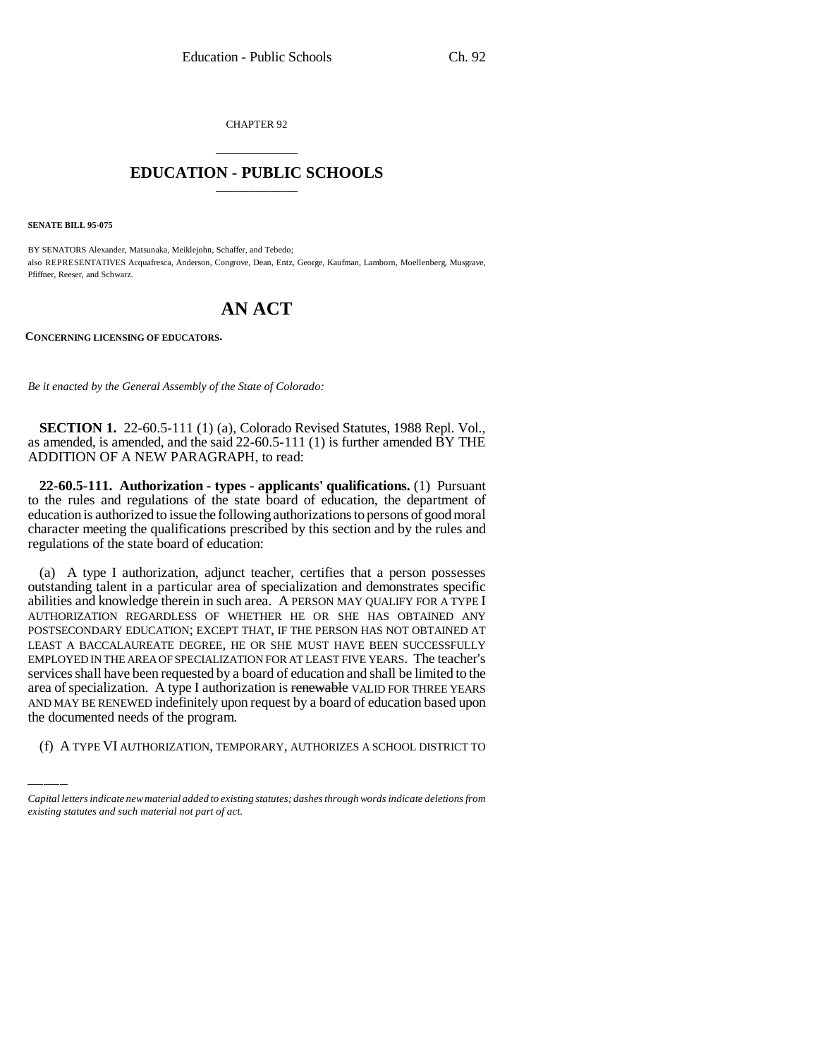CHAPTER 92

# EDUCATION - PUBLIC SCHOOLS

**SENATE BILL 95-075**

BY SENATORS Alexander, Matsunaka, Meiklejohn, Schaffer, and Tebedo;
also REPRESENTATIVES Acquafresca, Anderson, Congrove, Dean, Entz, George, Kaufman, Lamborn, Moellenberg, Musgrave, Pfiffner, Reeser, and Schwarz.

# AN ACT

**CONCERNING LICENSING OF EDUCATORS.**

*Be it enacted by the General Assembly of the State of Colorado:*

**SECTION 1.** 22-60.5-111 (1) (a), Colorado Revised Statutes, 1988 Repl. Vol., as amended, is amended, and the said 22-60.5-111 (1) is further amended BY THE ADDITION OF A NEW PARAGRAPH, to read:

**22-60.5-111. Authorization - types - applicants' qualifications.** (1) Pursuant to the rules and regulations of the state board of education, the department of education is authorized to issue the following authorizations to persons of good moral character meeting the qualifications prescribed by this section and by the rules and regulations of the state board of education:

(a) A type I authorization, adjunct teacher, certifies that a person possesses outstanding talent in a particular area of specialization and demonstrates specific abilities and knowledge therein in such area. A PERSON MAY QUALIFY FOR A TYPE I AUTHORIZATION REGARDLESS OF WHETHER HE OR SHE HAS OBTAINED ANY POSTSECONDARY EDUCATION; EXCEPT THAT, IF THE PERSON HAS NOT OBTAINED AT LEAST A BACCALAUREATE DEGREE, HE OR SHE MUST HAVE BEEN SUCCESSFULLY EMPLOYED IN THE AREA OF SPECIALIZATION FOR AT LEAST FIVE YEARS. The teacher's services shall have been requested by a board of education and shall be limited to the area of specialization. A type I authorization is ~~renewable~~ VALID FOR THREE YEARS AND MAY BE RENEWED indefinitely upon request by a board of education based upon the documented needs of the program.

(f) A TYPE VI AUTHORIZATION, TEMPORARY, AUTHORIZES A SCHOOL DISTRICT TO

---

*Capital letters indicate new material added to existing statutes; dashes through words indicate deletions from existing statutes and such material not part of act.*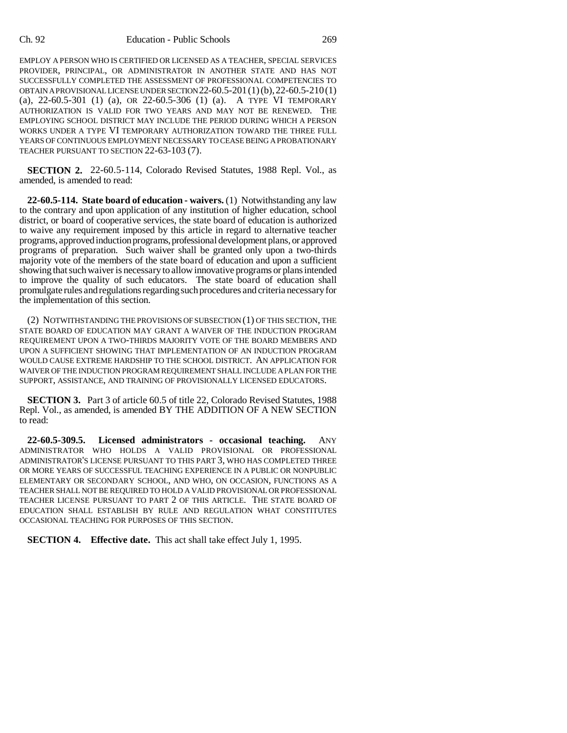EMPLOY A PERSON WHO IS CERTIFIED OR LICENSED AS A TEACHER, SPECIAL SERVICES PROVIDER, PRINCIPAL, OR ADMINISTRATOR IN ANOTHER STATE AND HAS NOT SUCCESSFULLY COMPLETED THE ASSESSMENT OF PROFESSIONAL COMPETENCIES TO OBTAIN A PROVISIONAL LICENSE UNDER SECTION 22-60.5-201 (1) (b), 22-60.5-210 (1) (a), 22-60.5-301 (1) (a), OR 22-60.5-306 (1) (a). A TYPE VI TEMPORARY AUTHORIZATION IS VALID FOR TWO YEARS AND MAY NOT BE RENEWED. THE EMPLOYING SCHOOL DISTRICT MAY INCLUDE THE PERIOD DURING WHICH A PERSON WORKS UNDER A TYPE VI TEMPORARY AUTHORIZATION TOWARD THE THREE FULL YEARS OF CONTINUOUS EMPLOYMENT NECESSARY TO CEASE BEING A PROBATIONARY TEACHER PURSUANT TO SECTION 22-63-103 (7).

**SECTION 2.** 22-60.5-114, Colorado Revised Statutes, 1988 Repl. Vol., as amended, is amended to read:

**22-60.5-114. State board of education - waivers.** (1) Notwithstanding any law to the contrary and upon application of any institution of higher education, school district, or board of cooperative services, the state board of education is authorized to waive any requirement imposed by this article in regard to alternative teacher programs, approved induction programs, professional development plans, or approved programs of preparation. Such waiver shall be granted only upon a two-thirds majority vote of the members of the state board of education and upon a sufficient showing that such waiver is necessary to allow innovative programs or plans intended to improve the quality of such educators. The state board of education shall promulgate rules and regulations regarding such procedures and criteria necessary for the implementation of this section.

(2) NOTWITHSTANDING THE PROVISIONS OF SUBSECTION (1) OF THIS SECTION, THE STATE BOARD OF EDUCATION MAY GRANT A WAIVER OF THE INDUCTION PROGRAM REQUIREMENT UPON A TWO-THIRDS MAJORITY VOTE OF THE BOARD MEMBERS AND UPON A SUFFICIENT SHOWING THAT IMPLEMENTATION OF AN INDUCTION PROGRAM WOULD CAUSE EXTREME HARDSHIP TO THE SCHOOL DISTRICT. AN APPLICATION FOR WAIVER OF THE INDUCTION PROGRAM REQUIREMENT SHALL INCLUDE A PLAN FOR THE SUPPORT, ASSISTANCE, AND TRAINING OF PROVISIONALLY LICENSED EDUCATORS.

**SECTION 3.** Part 3 of article 60.5 of title 22, Colorado Revised Statutes, 1988 Repl. Vol., as amended, is amended BY THE ADDITION OF A NEW SECTION to read:

**22-60.5-309.5. Licensed administrators - occasional teaching.** ANY ADMINISTRATOR WHO HOLDS A VALID PROVISIONAL OR PROFESSIONAL ADMINISTRATOR'S LICENSE PURSUANT TO THIS PART 3, WHO HAS COMPLETED THREE OR MORE YEARS OF SUCCESSFUL TEACHING EXPERIENCE IN A PUBLIC OR NONPUBLIC ELEMENTARY OR SECONDARY SCHOOL, AND WHO, ON OCCASION, FUNCTIONS AS A TEACHER SHALL NOT BE REQUIRED TO HOLD A VALID PROVISIONAL OR PROFESSIONAL TEACHER LICENSE PURSUANT TO PART 2 OF THIS ARTICLE. THE STATE BOARD OF EDUCATION SHALL ESTABLISH BY RULE AND REGULATION WHAT CONSTITUTES OCCASIONAL TEACHING FOR PURPOSES OF THIS SECTION.

**SECTION 4. Effective date.** This act shall take effect July 1, 1995.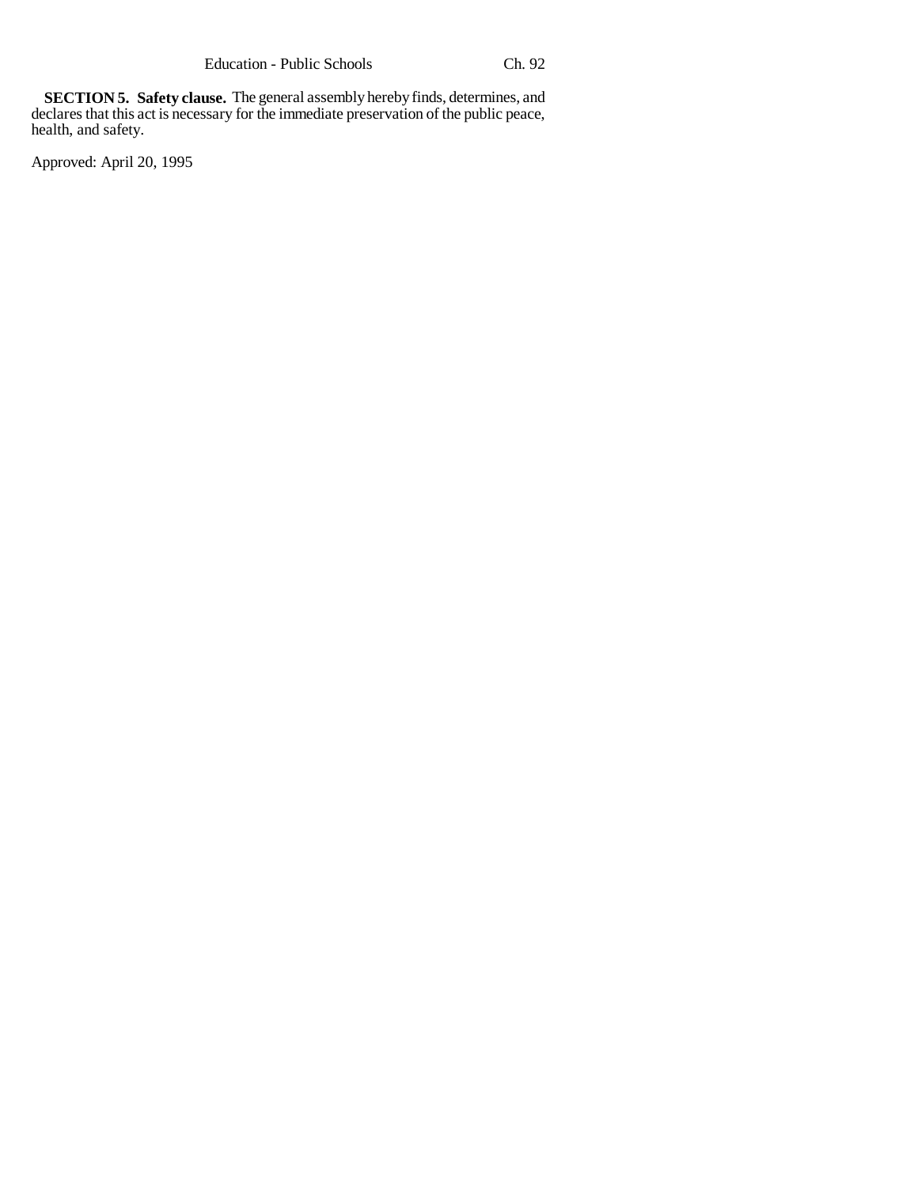**SECTION 5. Safety clause.** The general assembly hereby finds, determines, and declares that this act is necessary for the immediate preservation of the public peace, health, and safety.

Approved: April 20, 1995